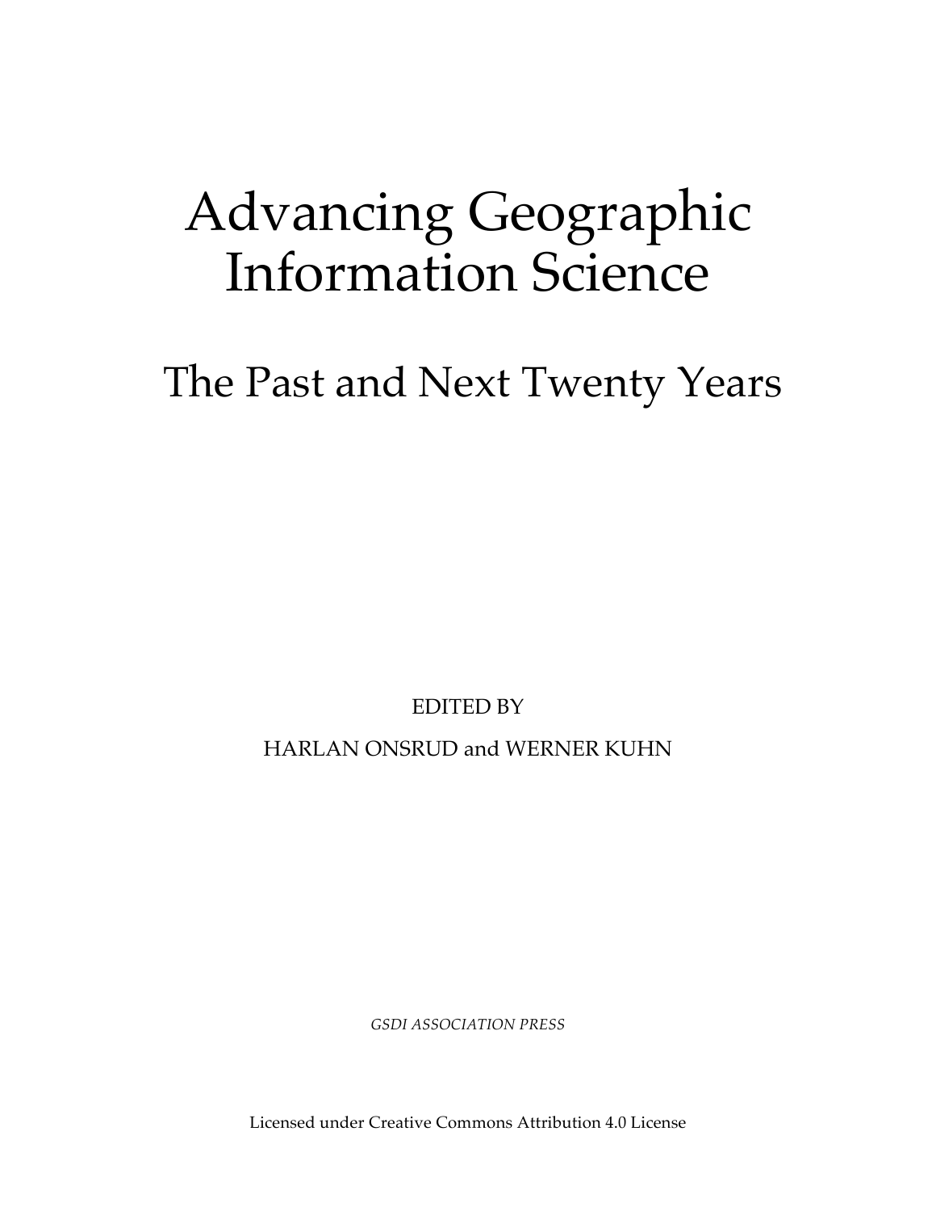# Advancing Geographic Information Science

## The Past and Next Twenty Years

EDITED BY

HARLAN ONSRUD and WERNER KUHN

*GSDI ASSOCIATION PRESS*

Licensed under Creative Commons Attribution 4.0 License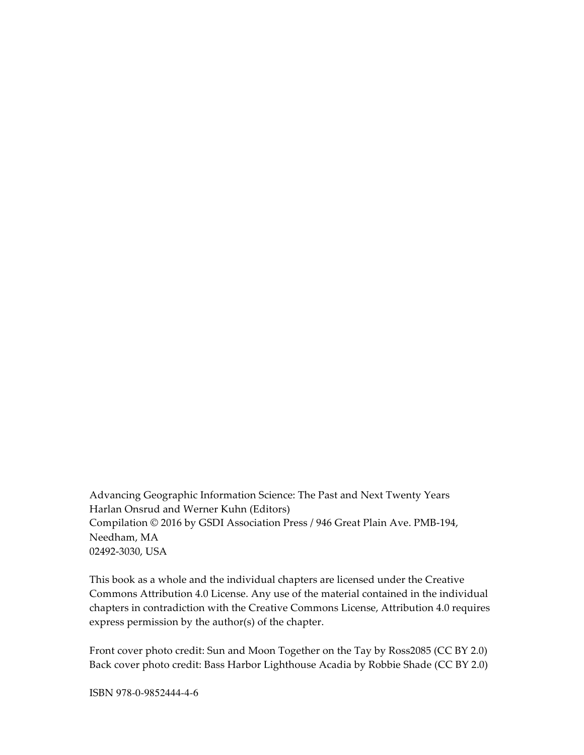Advancing Geographic Information Science: The Past and Next Twenty Years
Harlan Onsrud and Werner Kuhn (Editors)
Compilation © 2016 by GSDI Association Press / 946 Great Plain Ave. PMB-194, Needham, MA
02492-3030, USA

This book as a whole and the individual chapters are licensed under the Creative Commons Attribution 4.0 License. Any use of the material contained in the individual chapters in contradiction with the Creative Commons License, Attribution 4.0 requires express permission by the author(s) of the chapter.

Front cover photo credit: Sun and Moon Together on the Tay by Ross2085 (CC BY 2.0)
Back cover photo credit: Bass Harbor Lighthouse Acadia by Robbie Shade (CC BY 2.0)

ISBN 978-0-9852444-4-6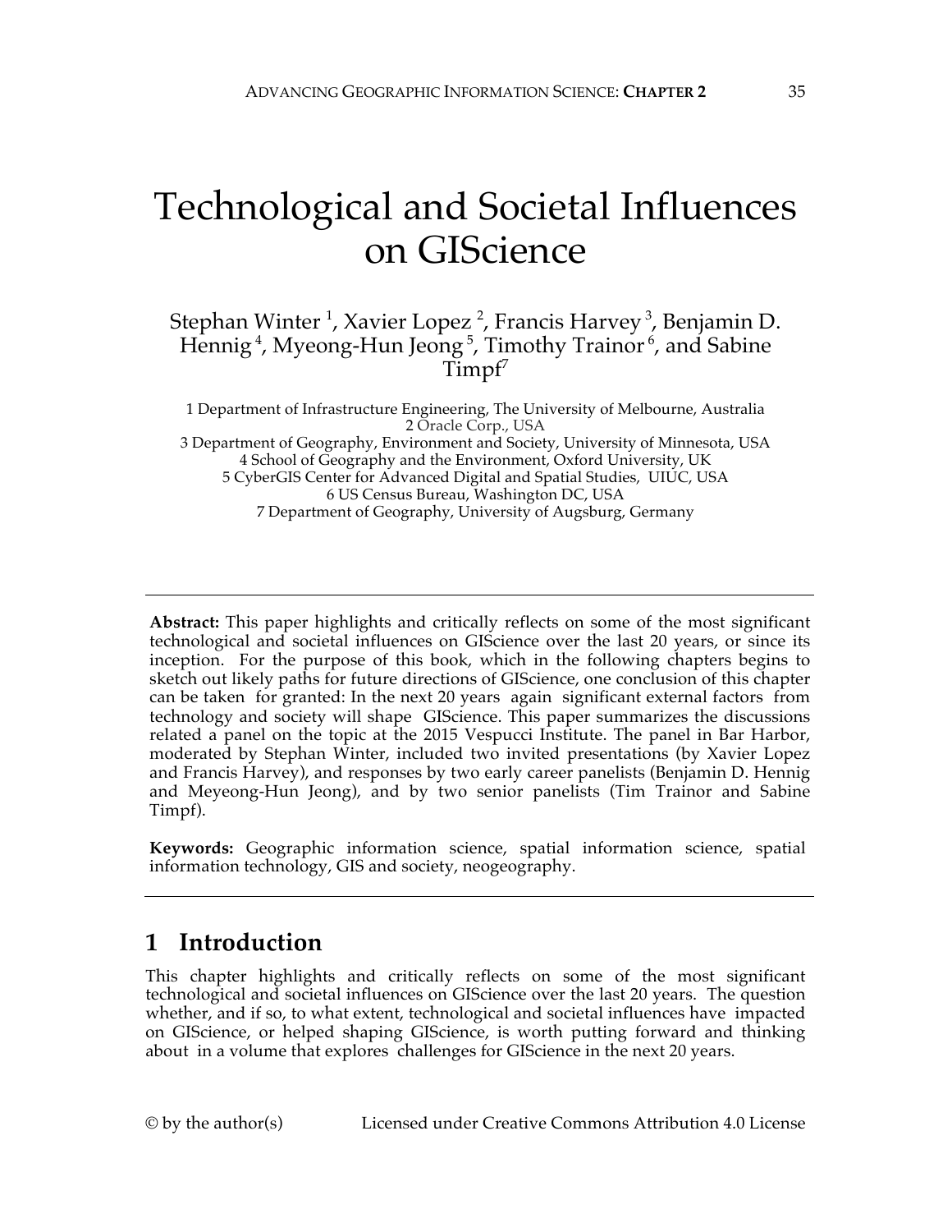# Technological and Societal Influences on GIScience

Stephan Winter [1], Xavier Lopez [2], Francis Harvey [3], Benjamin D. Hennig [4], Myeong-Hun Jeong [5], Timothy Trainor [6], and Sabine Timpf[7]

1 Department of Infrastructure Engineering, The University of Melbourne, Australia
2 Oracle Corp., USA
3 Department of Geography, Environment and Society, University of Minnesota, USA
4 School of Geography and the Environment, Oxford University, UK
5 CyberGIS Center for Advanced Digital and Spatial Studies, UIUC, USA
6 US Census Bureau, Washington DC, USA
7 Department of Geography, University of Augsburg, Germany

---

**Abstract:** This paper highlights and critically reflects on some of the most significant technological and societal influences on GIScience over the last 20 years, or since its inception. For the purpose of this book, which in the following chapters begins to sketch out likely paths for future directions of GIScience, one conclusion of this chapter can be taken for granted: In the next 20 years again significant external factors from technology and society will shape GIScience. This paper summarizes the discussions related a panel on the topic at the 2015 Vespucci Institute. The panel in Bar Harbor, moderated by Stephan Winter, included two invited presentations (by Xavier Lopez and Francis Harvey), and responses by two early career panelists (Benjamin D. Hennig and Meyeong-Hun Jeong), and by two senior panelists (Tim Trainor and Sabine Timpf).

**Keywords:** Geographic information science, spatial information science, spatial information technology, GIS and society, neogeography.

---

## 1 Introduction

This chapter highlights and critically reflects on some of the most significant technological and societal influences on GIScience over the last 20 years. The question whether, and if so, to what extent, technological and societal influences have impacted on GIScience, or helped shaping GIScience, is worth putting forward and thinking about in a volume that explores challenges for GIScience in the next 20 years.

© by the author(s) Licensed under Creative Commons Attribution 4.0 License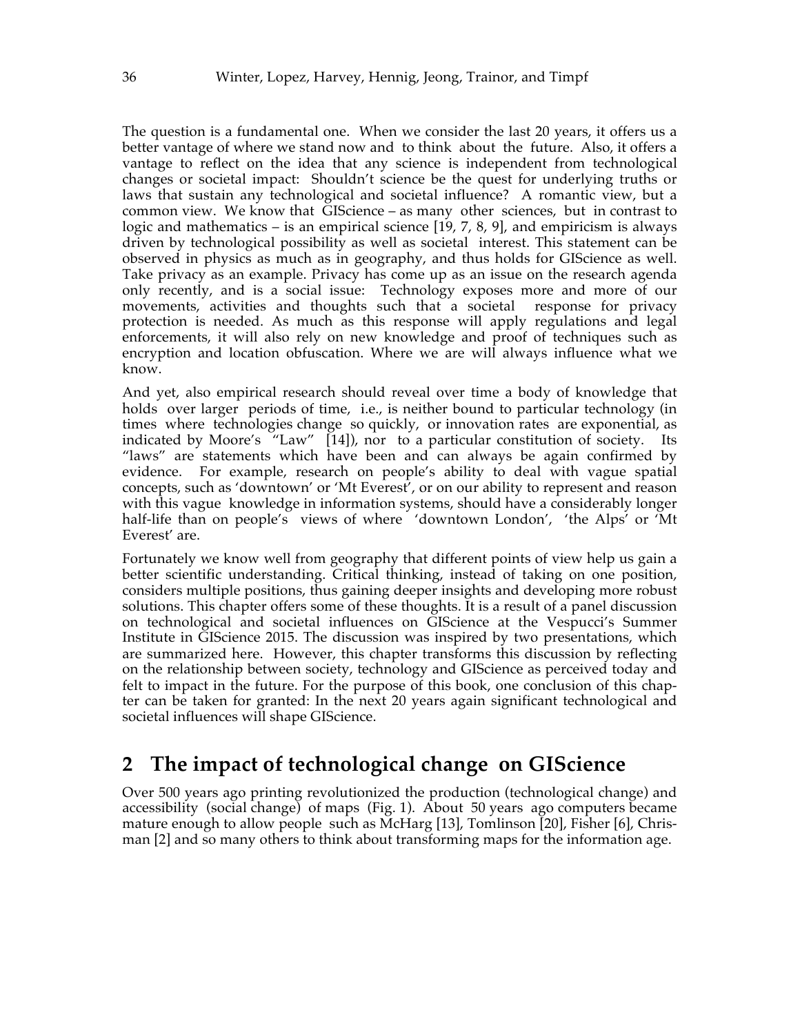The question is a fundamental one. When we consider the last 20 years, it offers us a better vantage of where we stand now and to think about the future. Also, it offers a vantage to reflect on the idea that any science is independent from technological changes or societal impact: Shouldn't science be the quest for underlying truths or laws that sustain any technological and societal influence? A romantic view, but a common view. We know that GIScience – as many other sciences, but in contrast to logic and mathematics – is an empirical science [19, 7, 8, 9], and empiricism is always driven by technological possibility as well as societal interest. This statement can be observed in physics as much as in geography, and thus holds for GIScience as well. Take privacy as an example. Privacy has come up as an issue on the research agenda only recently, and is a social issue: Technology exposes more and more of our movements, activities and thoughts such that a societal response for privacy protection is needed. As much as this response will apply regulations and legal enforcements, it will also rely on new knowledge and proof of techniques such as encryption and location obfuscation. Where we are will always influence what we know.

And yet, also empirical research should reveal over time a body of knowledge that holds over larger periods of time, i.e., is neither bound to particular technology (in times where technologies change so quickly, or innovation rates are exponential, as indicated by Moore's "Law" [14]), nor to a particular constitution of society. Its "laws" are statements which have been and can always be again confirmed by evidence. For example, research on people's ability to deal with vague spatial concepts, such as 'downtown' or 'Mt Everest', or on our ability to represent and reason with this vague knowledge in information systems, should have a considerably longer half-life than on people's views of where 'downtown London', 'the Alps' or 'Mt Everest' are.

Fortunately we know well from geography that different points of view help us gain a better scientific understanding. Critical thinking, instead of taking on one position, considers multiple positions, thus gaining deeper insights and developing more robust solutions. This chapter offers some of these thoughts. It is a result of a panel discussion on technological and societal influences on GIScience at the Vespucci's Summer Institute in GIScience 2015. The discussion was inspired by two presentations, which are summarized here. However, this chapter transforms this discussion by reflecting on the relationship between society, technology and GIScience as perceived today and felt to impact in the future. For the purpose of this book, one conclusion of this chapter can be taken for granted: In the next 20 years again significant technological and societal influences will shape GIScience.

## 2 The impact of technological change on GIScience

Over 500 years ago printing revolutionized the production (technological change) and accessibility (social change) of maps (Fig. 1). About 50 years ago computers became mature enough to allow people such as McHarg [13], Tomlinson [20], Fisher [6], Chrisman [2] and so many others to think about transforming maps for the information age.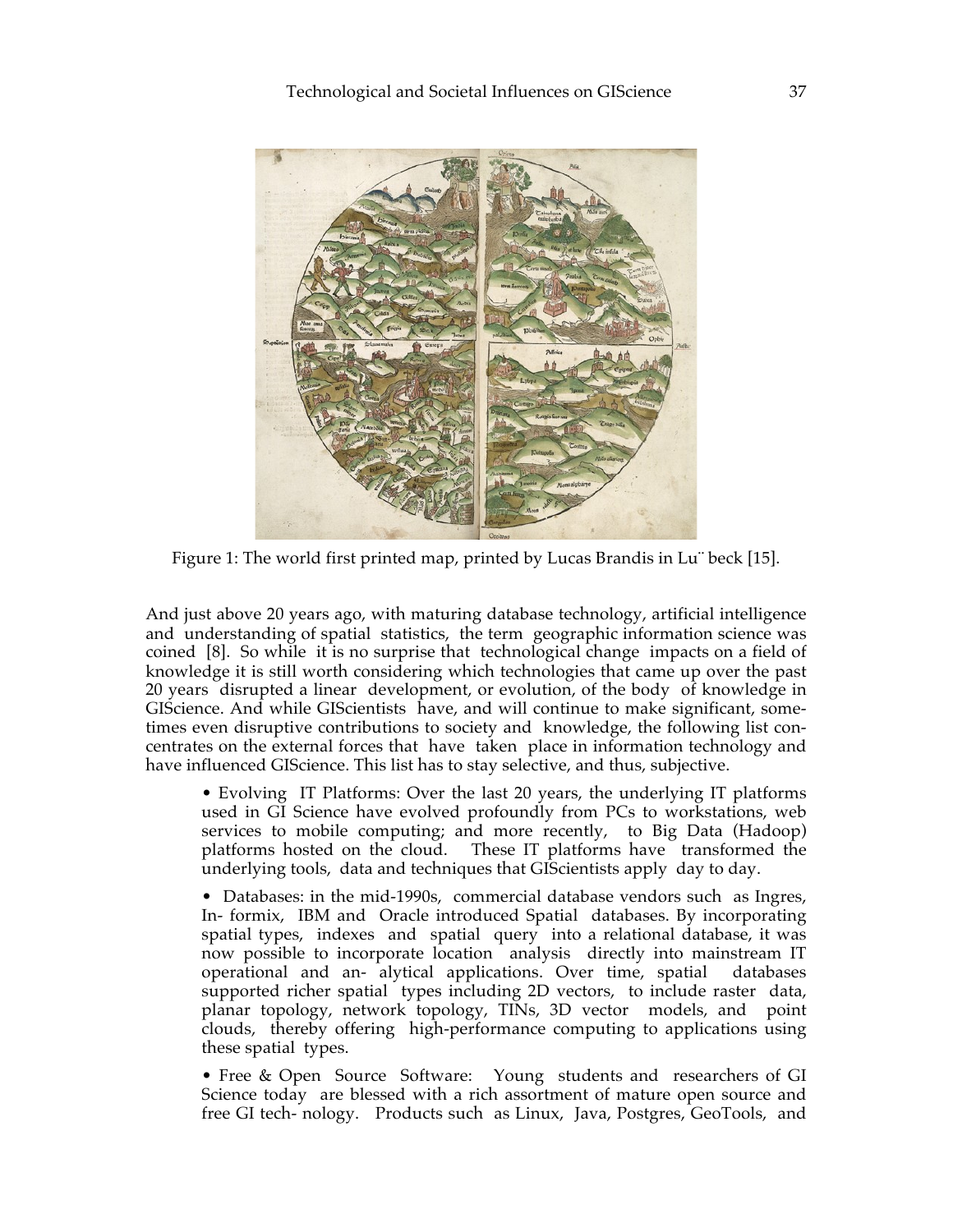Figure 1: The world first printed map, printed by Lucas Brandis in Lu¨ beck [15].

And just above 20 years ago, with maturing database technology, artificial intelligence and understanding of spatial statistics, the term geographic information science was coined [8]. So while it is no surprise that technological change impacts on a field of knowledge it is still worth considering which technologies that came up over the past 20 years disrupted a linear development, or evolution, of the body of knowledge in GIScience. And while GIScientists have, and will continue to make significant, sometimes even disruptive contributions to society and knowledge, the following list concentrates on the external forces that have taken place in information technology and have influenced GIScience. This list has to stay selective, and thus, subjective.

- Evolving IT Platforms: Over the last 20 years, the underlying IT platforms used in GI Science have evolved profoundly from PCs to workstations, web services to mobile computing; and more recently, to Big Data (Hadoop) platforms hosted on the cloud. These IT platforms have transformed the underlying tools, data and techniques that GIScientists apply day to day.

- Databases: in the mid-1990s, commercial database vendors such as Ingres, In- formix, IBM and Oracle introduced Spatial databases. By incorporating spatial types, indexes and spatial query into a relational database, it was now possible to incorporate location analysis directly into mainstream IT operational and an- alytical applications. Over time, spatial databases supported richer spatial types including 2D vectors, to include raster data, planar topology, network topology, TINs, 3D vector models, and point clouds, thereby offering high-performance computing to applications using these spatial types.

- Free & Open Source Software: Young students and researchers of GI Science today are blessed with a rich assortment of mature open source and free GI tech- nology. Products such as Linux, Java, Postgres, GeoTools, and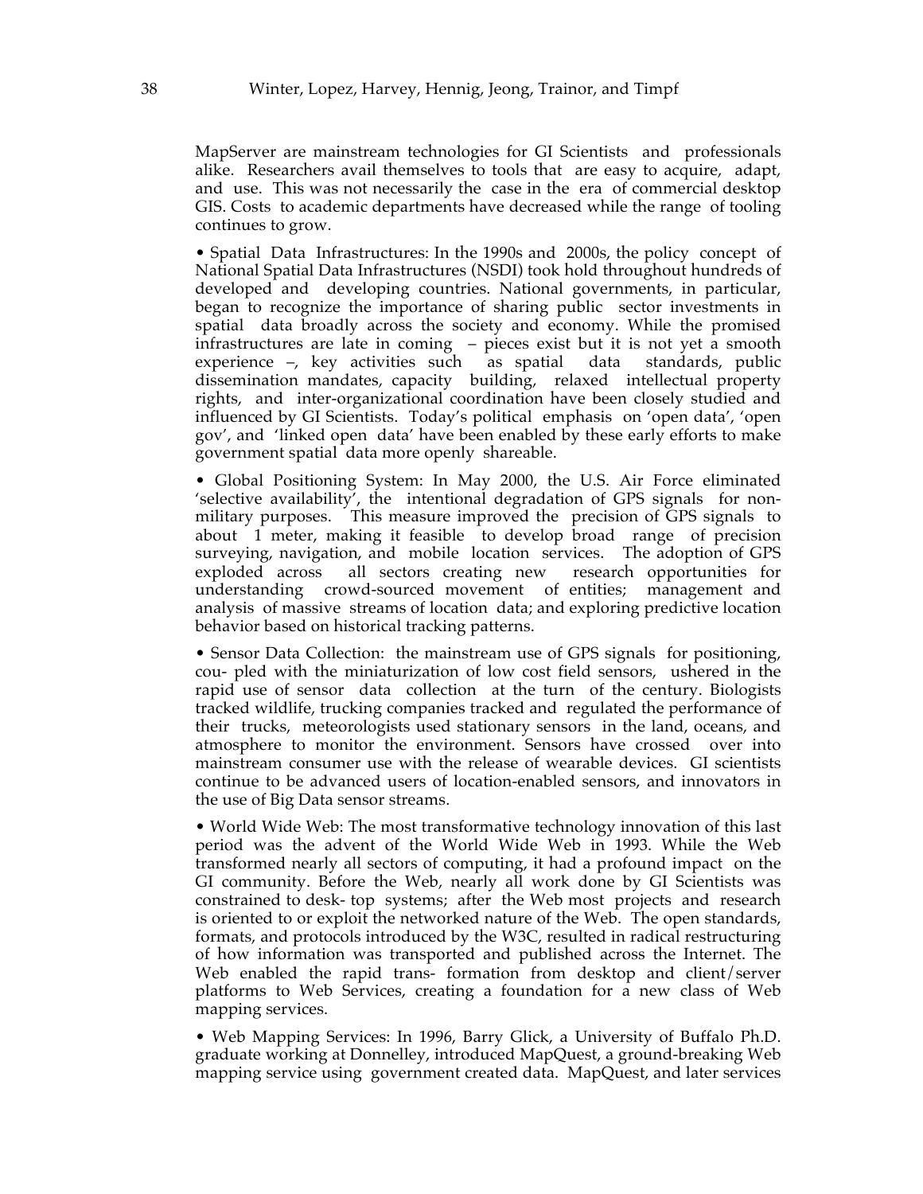MapServer are mainstream technologies for GI Scientists and professionals alike. Researchers avail themselves to tools that are easy to acquire, adapt, and use. This was not necessarily the case in the era of commercial desktop GIS. Costs to academic departments have decreased while the range of tooling continues to grow.

• Spatial Data Infrastructures: In the 1990s and 2000s, the policy concept of National Spatial Data Infrastructures (NSDI) took hold throughout hundreds of developed and developing countries. National governments, in particular, began to recognize the importance of sharing public sector investments in spatial data broadly across the society and economy. While the promised infrastructures are late in coming – pieces exist but it is not yet a smooth experience –, key activities such as spatial data standards, public dissemination mandates, capacity building, relaxed intellectual property rights, and inter-organizational coordination have been closely studied and influenced by GI Scientists. Today's political emphasis on 'open data', 'open gov', and 'linked open data' have been enabled by these early efforts to make government spatial data more openly shareable.

• Global Positioning System: In May 2000, the U.S. Air Force eliminated 'selective availability', the intentional degradation of GPS signals for non-military purposes. This measure improved the precision of GPS signals to about 1 meter, making it feasible to develop broad range of precision surveying, navigation, and mobile location services. The adoption of GPS exploded across all sectors creating new research opportunities for understanding crowd-sourced movement of entities; management and analysis of massive streams of location data; and exploring predictive location behavior based on historical tracking patterns.

• Sensor Data Collection: the mainstream use of GPS signals for positioning, cou- pled with the miniaturization of low cost field sensors, ushered in the rapid use of sensor data collection at the turn of the century. Biologists tracked wildlife, trucking companies tracked and regulated the performance of their trucks, meteorologists used stationary sensors in the land, oceans, and atmosphere to monitor the environment. Sensors have crossed over into mainstream consumer use with the release of wearable devices. GI scientists continue to be advanced users of location-enabled sensors, and innovators in the use of Big Data sensor streams.

• World Wide Web: The most transformative technology innovation of this last period was the advent of the World Wide Web in 1993. While the Web transformed nearly all sectors of computing, it had a profound impact on the GI community. Before the Web, nearly all work done by GI Scientists was constrained to desk- top systems; after the Web most projects and research is oriented to or exploit the networked nature of the Web. The open standards, formats, and protocols introduced by the W3C, resulted in radical restructuring of how information was transported and published across the Internet. The Web enabled the rapid trans- formation from desktop and client/server platforms to Web Services, creating a foundation for a new class of Web mapping services.

• Web Mapping Services: In 1996, Barry Glick, a University of Buffalo Ph.D. graduate working at Donnelley, introduced MapQuest, a ground-breaking Web mapping service using government created data. MapQuest, and later services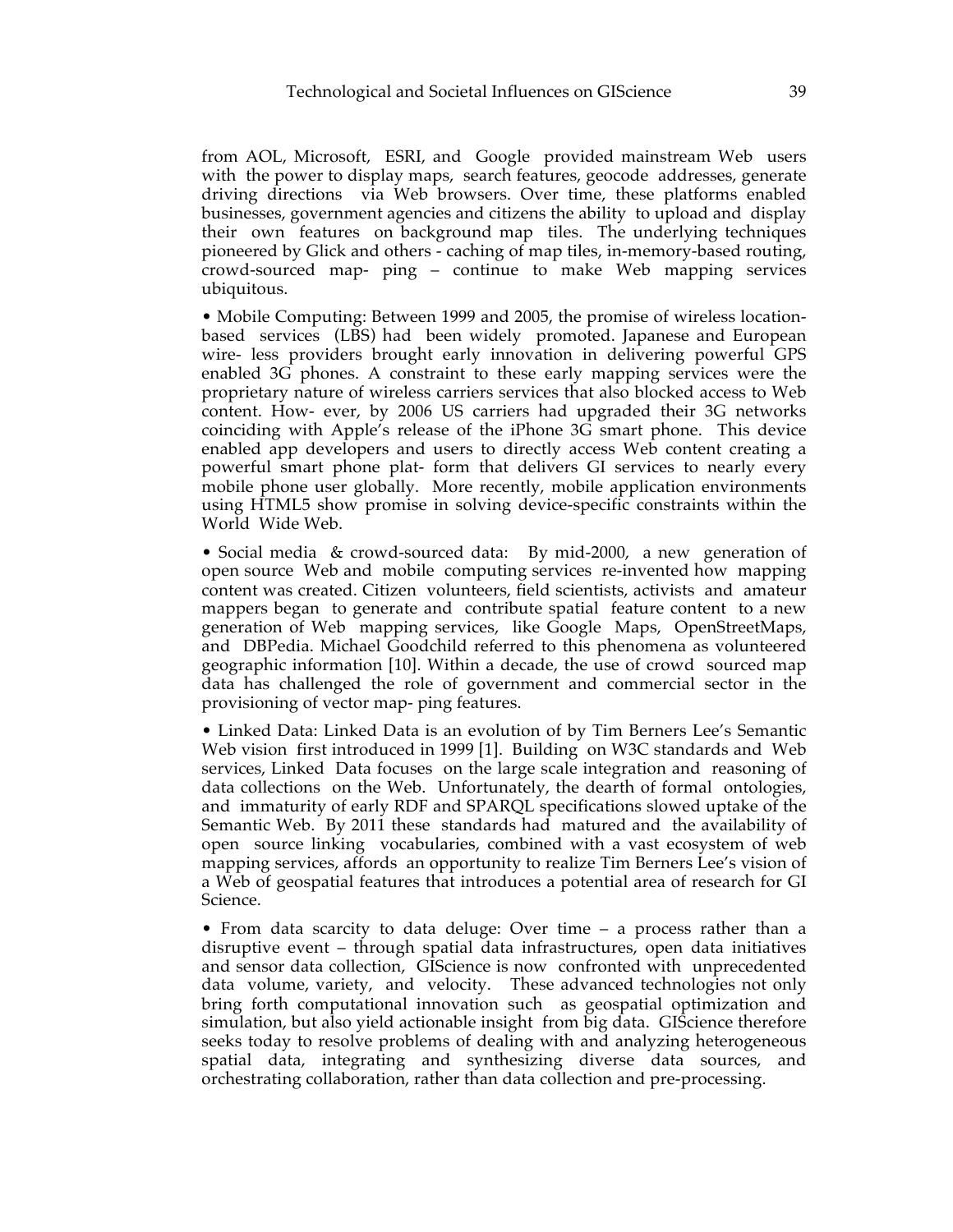from AOL, Microsoft, ESRI, and Google provided mainstream Web users with the power to display maps, search features, geocode addresses, generate driving directions via Web browsers. Over time, these platforms enabled businesses, government agencies and citizens the ability to upload and display their own features on background map tiles. The underlying techniques pioneered by Glick and others - caching of map tiles, in-memory-based routing, crowd-sourced map- ping – continue to make Web mapping services ubiquitous.

• Mobile Computing: Between 1999 and 2005, the promise of wireless location-based services (LBS) had been widely promoted. Japanese and European wire- less providers brought early innovation in delivering powerful GPS enabled 3G phones. A constraint to these early mapping services were the proprietary nature of wireless carriers services that also blocked access to Web content. How- ever, by 2006 US carriers had upgraded their 3G networks coinciding with Apple's release of the iPhone 3G smart phone. This device enabled app developers and users to directly access Web content creating a powerful smart phone plat- form that delivers GI services to nearly every mobile phone user globally. More recently, mobile application environments using HTML5 show promise in solving device-specific constraints within the World Wide Web.

• Social media & crowd-sourced data: By mid-2000, a new generation of open source Web and mobile computing services re-invented how mapping content was created. Citizen volunteers, field scientists, activists and amateur mappers began to generate and contribute spatial feature content to a new generation of Web mapping services, like Google Maps, OpenStreetMaps, and DBPedia. Michael Goodchild referred to this phenomena as volunteered geographic information [10]. Within a decade, the use of crowd sourced map data has challenged the role of government and commercial sector in the provisioning of vector map- ping features.

• Linked Data: Linked Data is an evolution of by Tim Berners Lee's Semantic Web vision first introduced in 1999 [1]. Building on W3C standards and Web services, Linked Data focuses on the large scale integration and reasoning of data collections on the Web. Unfortunately, the dearth of formal ontologies, and immaturity of early RDF and SPARQL specifications slowed uptake of the Semantic Web. By 2011 these standards had matured and the availability of open source linking vocabularies, combined with a vast ecosystem of web mapping services, affords an opportunity to realize Tim Berners Lee's vision of a Web of geospatial features that introduces a potential area of research for GI Science.

• From data scarcity to data deluge: Over time – a process rather than a disruptive event – through spatial data infrastructures, open data initiatives and sensor data collection, GIScience is now confronted with unprecedented data volume, variety, and velocity. These advanced technologies not only bring forth computational innovation such as geospatial optimization and simulation, but also yield actionable insight from big data. GIScience therefore seeks today to resolve problems of dealing with and analyzing heterogeneous spatial data, integrating and synthesizing diverse data sources, and orchestrating collaboration, rather than data collection and pre-processing.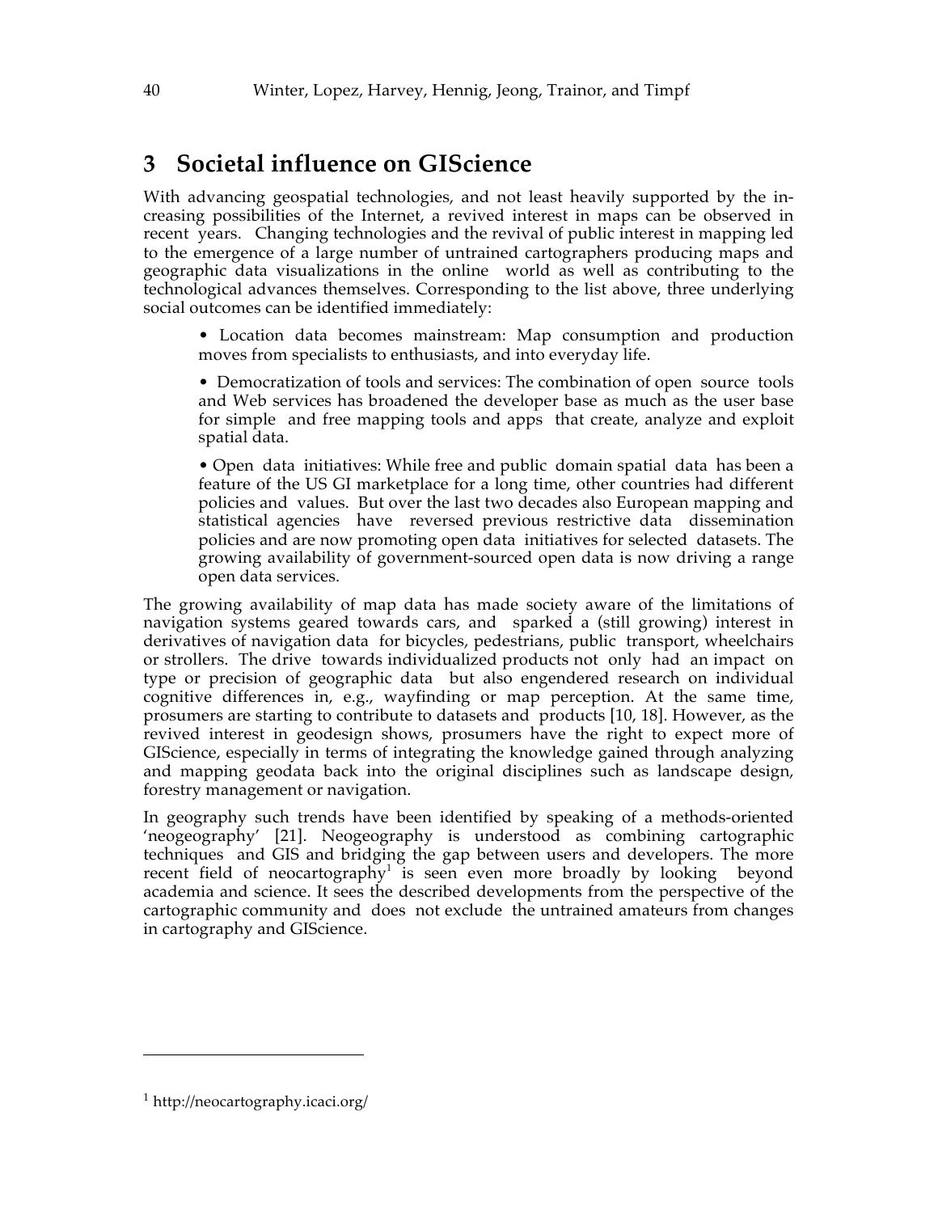## 3 Societal influence on GIScience

With advancing geospatial technologies, and not least heavily supported by the increasing possibilities of the Internet, a revived interest in maps can be observed in recent years. Changing technologies and the revival of public interest in mapping led to the emergence of a large number of untrained cartographers producing maps and geographic data visualizations in the online world as well as contributing to the technological advances themselves. Corresponding to the list above, three underlying social outcomes can be identified immediately:

- Location data becomes mainstream: Map consumption and production moves from specialists to enthusiasts, and into everyday life.

- Democratization of tools and services: The combination of open source tools and Web services has broadened the developer base as much as the user base for simple and free mapping tools and apps that create, analyze and exploit spatial data.

- Open data initiatives: While free and public domain spatial data has been a feature of the US GI marketplace for a long time, other countries had different policies and values. But over the last two decades also European mapping and statistical agencies have reversed previous restrictive data dissemination policies and are now promoting open data initiatives for selected datasets. The growing availability of government-sourced open data is now driving a range open data services.

The growing availability of map data has made society aware of the limitations of navigation systems geared towards cars, and sparked a (still growing) interest in derivatives of navigation data for bicycles, pedestrians, public transport, wheelchairs or strollers. The drive towards individualized products not only had an impact on type or precision of geographic data but also engendered research on individual cognitive differences in, e.g., wayfinding or map perception. At the same time, prosumers are starting to contribute to datasets and products [10, 18]. However, as the revived interest in geodesign shows, prosumers have the right to expect more of GIScience, especially in terms of integrating the knowledge gained through analyzing and mapping geodata back into the original disciplines such as landscape design, forestry management or navigation.

In geography such trends have been identified by speaking of a methods-oriented 'neogeography' [21]. Neogeography is understood as combining cartographic techniques and GIS and bridging the gap between users and developers. The more recent field of neocartography[1] is seen even more broadly by looking beyond academia and science. It sees the described developments from the perspective of the cartographic community and does not exclude the untrained amateurs from changes in cartography and GIScience.

[1] http://neocartography.icaci.org/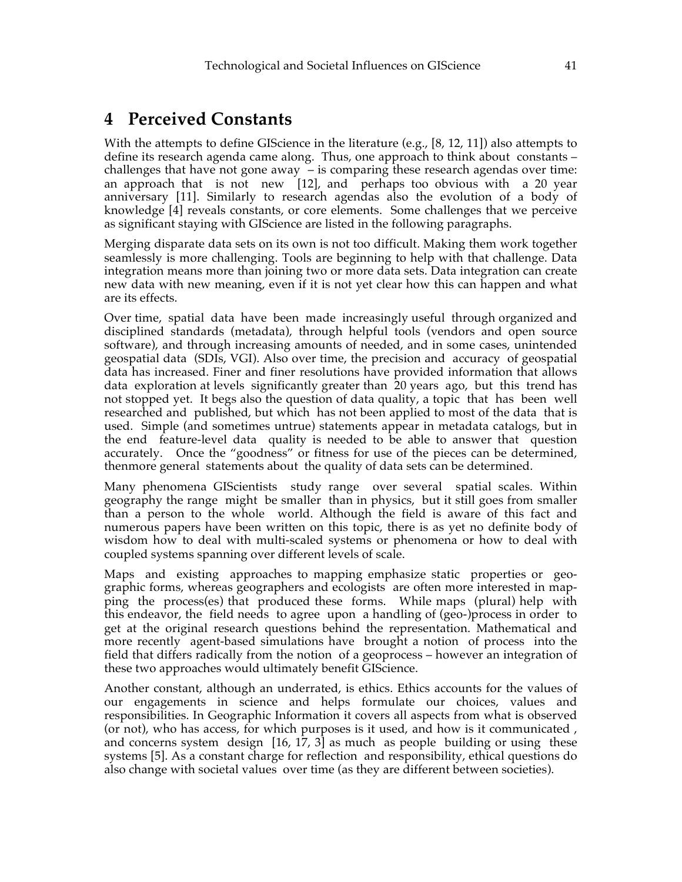## 4 Perceived Constants

With the attempts to define GIScience in the literature (e.g., [8, 12, 11]) also attempts to define its research agenda came along. Thus, one approach to think about constants – challenges that have not gone away – is comparing these research agendas over time: an approach that is not new [12], and perhaps too obvious with a 20 year anniversary [11]. Similarly to research agendas also the evolution of a body of knowledge [4] reveals constants, or core elements. Some challenges that we perceive as significant staying with GIScience are listed in the following paragraphs.

Merging disparate data sets on its own is not too difficult. Making them work together seamlessly is more challenging. Tools are beginning to help with that challenge. Data integration means more than joining two or more data sets. Data integration can create new data with new meaning, even if it is not yet clear how this can happen and what are its effects.

Over time, spatial data have been made increasingly useful through organized and disciplined standards (metadata), through helpful tools (vendors and open source software), and through increasing amounts of needed, and in some cases, unintended geospatial data (SDIs, VGI). Also over time, the precision and accuracy of geospatial data has increased. Finer and finer resolutions have provided information that allows data exploration at levels significantly greater than 20 years ago, but this trend has not stopped yet. It begs also the question of data quality, a topic that has been well researched and published, but which has not been applied to most of the data that is used. Simple (and sometimes untrue) statements appear in metadata catalogs, but in the end feature-level data quality is needed to be able to answer that question accurately. Once the "goodness" or fitness for use of the pieces can be determined, thenmore general statements about the quality of data sets can be determined.

Many phenomena GIScientists study range over several spatial scales. Within geography the range might be smaller than in physics, but it still goes from smaller than a person to the whole world. Although the field is aware of this fact and numerous papers have been written on this topic, there is as yet no definite body of wisdom how to deal with multi-scaled systems or phenomena or how to deal with coupled systems spanning over different levels of scale.

Maps and existing approaches to mapping emphasize static properties or geographic forms, whereas geographers and ecologists are often more interested in mapping the process(es) that produced these forms. While maps (plural) help with this endeavor, the field needs to agree upon a handling of (geo-)process in order to get at the original research questions behind the representation. Mathematical and more recently agent-based simulations have brought a notion of process into the field that differs radically from the notion of a geoprocess – however an integration of these two approaches would ultimately benefit GIScience.

Another constant, although an underrated, is ethics. Ethics accounts for the values of our engagements in science and helps formulate our choices, values and responsibilities. In Geographic Information it covers all aspects from what is observed (or not), who has access, for which purposes is it used, and how is it communicated , and concerns system design [16, 17, 3] as much as people building or using these systems [5]. As a constant charge for reflection and responsibility, ethical questions do also change with societal values over time (as they are different between societies).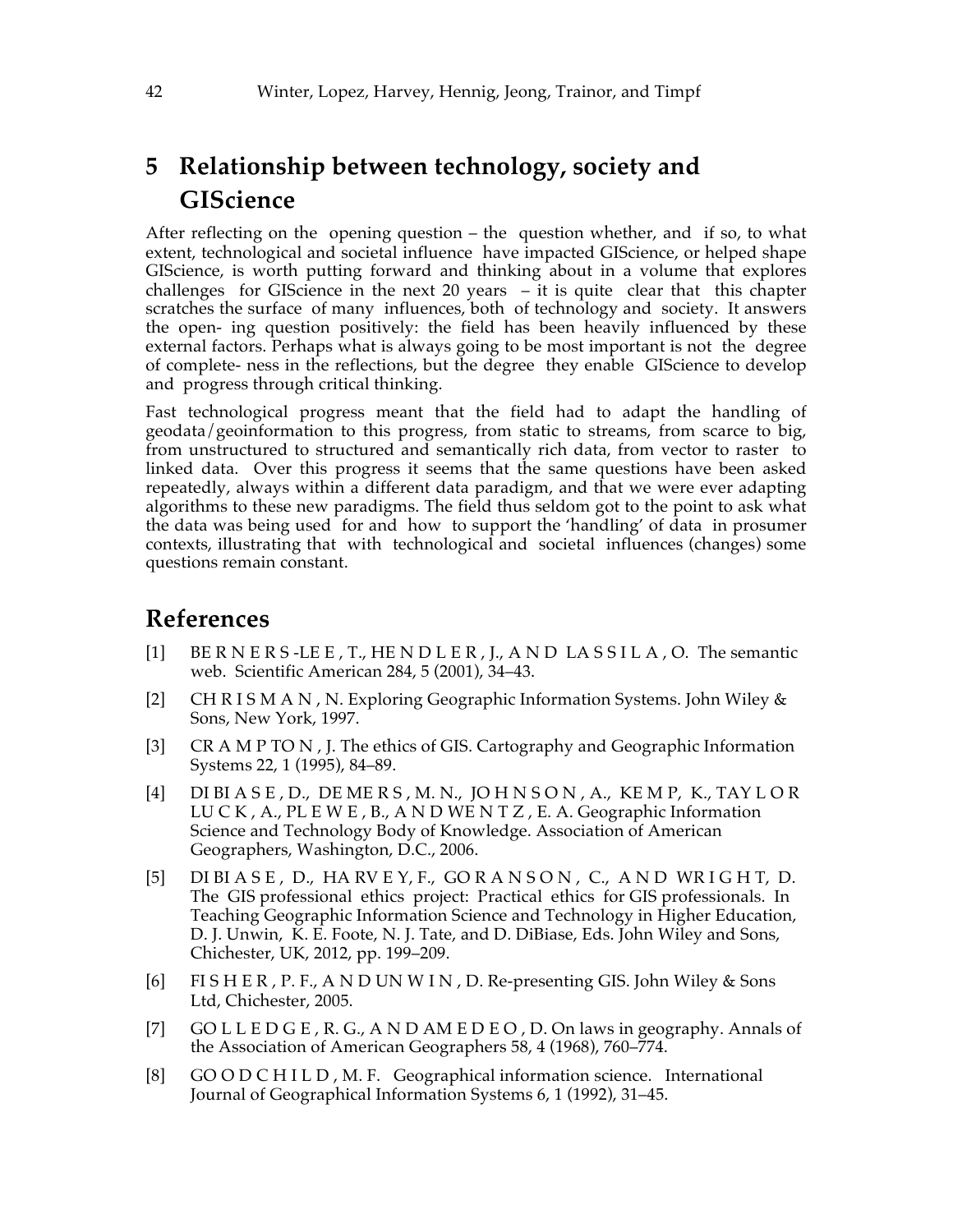## 5 Relationship between technology, society and GIScience

After reflecting on the opening question – the question whether, and if so, to what extent, technological and societal influence have impacted GIScience, or helped shape GIScience, is worth putting forward and thinking about in a volume that explores challenges for GIScience in the next 20 years – it is quite clear that this chapter scratches the surface of many influences, both of technology and society. It answers the open- ing question positively: the field has been heavily influenced by these external factors. Perhaps what is always going to be most important is not the degree of complete- ness in the reflections, but the degree they enable GIScience to develop and progress through critical thinking.

Fast technological progress meant that the field had to adapt the handling of geodata/geoinformation to this progress, from static to streams, from scarce to big, from unstructured to structured and semantically rich data, from vector to raster to linked data. Over this progress it seems that the same questions have been asked repeatedly, always within a different data paradigm, and that we were ever adapting algorithms to these new paradigms. The field thus seldom got to the point to ask what the data was being used for and how to support the 'handling' of data in prosumer contexts, illustrating that with technological and societal influences (changes) some questions remain constant.

## References

[1] BERNERS-LEE, T., HENDLER, J., AND LASSILA, O. The semantic web. Scientific American 284, 5 (2001), 34–43.

[2] CHRISMAN, N. Exploring Geographic Information Systems. John Wiley & Sons, New York, 1997.

[3] CRAMPTON, J. The ethics of GIS. Cartography and Geographic Information Systems 22, 1 (1995), 84–89.

[4] DIBIASE, D., DEMERS, M. N., JOHNSON, A., KEMP, K., TAYLOR LUCK, A., PLEWE, B., AND WENTZ, E. A. Geographic Information Science and Technology Body of Knowledge. Association of American Geographers, Washington, D.C., 2006.

[5] DIBIASE, D., HARVEY, F., GORANSON, C., AND WRIGHT, D. The GIS professional ethics project: Practical ethics for GIS professionals. In Teaching Geographic Information Science and Technology in Higher Education, D. J. Unwin, K. E. Foote, N. J. Tate, and D. DiBiase, Eds. John Wiley and Sons, Chichester, UK, 2012, pp. 199–209.

[6] FISHER, P. F., AND UNWIN, D. Re-presenting GIS. John Wiley & Sons Ltd, Chichester, 2005.

[7] GOLLEDGE, R. G., AND AMEDEO, D. On laws in geography. Annals of the Association of American Geographers 58, 4 (1968), 760–774.

[8] GOODCHILD, M. F. Geographical information science. International Journal of Geographical Information Systems 6, 1 (1992), 31–45.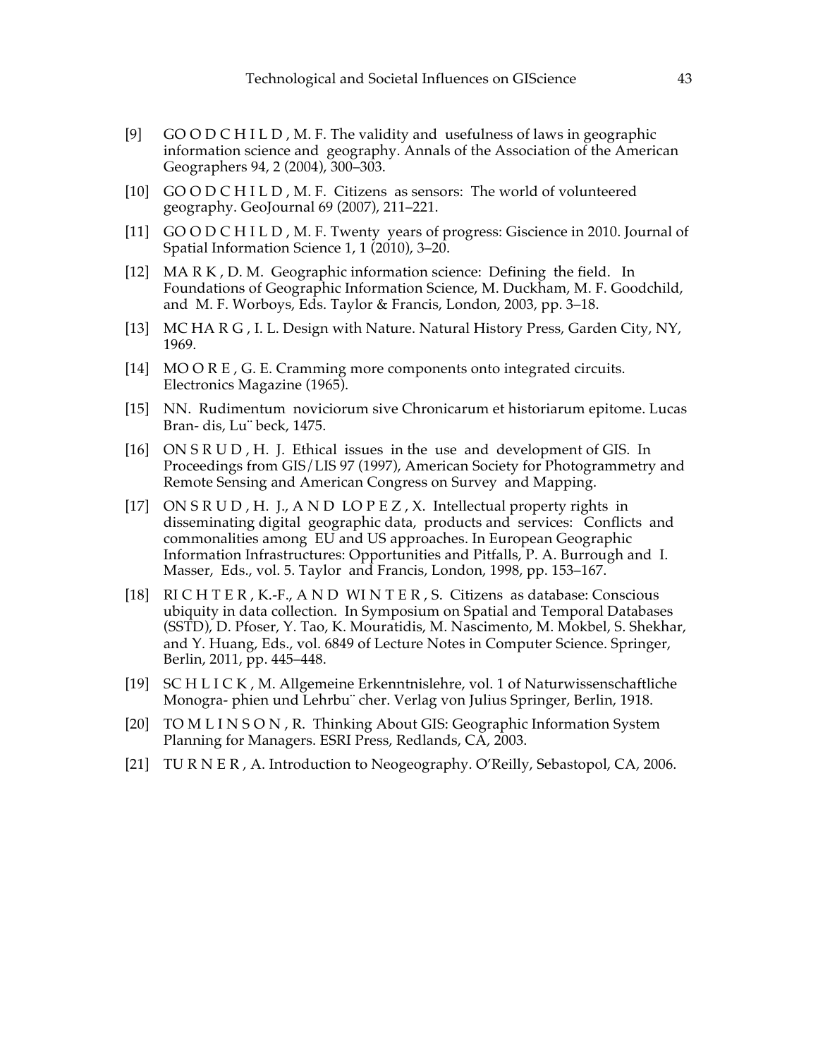[9] GOODCHILD, M. F. The validity and usefulness of laws in geographic information science and geography. Annals of the Association of the American Geographers 94, 2 (2004), 300–303.

[10] GOODCHILD, M. F. Citizens as sensors: The world of volunteered geography. GeoJournal 69 (2007), 211–221.

[11] GOODCHILD, M. F. Twenty years of progress: Giscience in 2010. Journal of Spatial Information Science 1, 1 (2010), 3–20.

[12] MARK, D. M. Geographic information science: Defining the field. In Foundations of Geographic Information Science, M. Duckham, M. F. Goodchild, and M. F. Worboys, Eds. Taylor & Francis, London, 2003, pp. 3–18.

[13] MCHARG, I. L. Design with Nature. Natural History Press, Garden City, NY, 1969.

[14] MOORE, G. E. Cramming more components onto integrated circuits. Electronics Magazine (1965).

[15] NN. Rudimentum noviciorum sive Chronicarum et historiarum epitome. Lucas Brandis, Lübeck, 1475.

[16] ONSRUD, H. J. Ethical issues in the use and development of GIS. In Proceedings from GIS/LIS 97 (1997), American Society for Photogrammetry and Remote Sensing and American Congress on Survey and Mapping.

[17] ONSRUD, H. J., AND LOPEZ, X. Intellectual property rights in disseminating digital geographic data, products and services: Conflicts and commonalities among EU and US approaches. In European Geographic Information Infrastructures: Opportunities and Pitfalls, P. A. Burrough and I. Masser, Eds., vol. 5. Taylor and Francis, London, 1998, pp. 153–167.

[18] RICHTER, K.-F., AND WINTER, S. Citizens as database: Conscious ubiquity in data collection. In Symposium on Spatial and Temporal Databases (SSTD), D. Pfoser, Y. Tao, K. Mouratidis, M. Nascimento, M. Mokbel, S. Shekhar, and Y. Huang, Eds., vol. 6849 of Lecture Notes in Computer Science. Springer, Berlin, 2011, pp. 445–448.

[19] SCHLICK, M. Allgemeine Erkenntnislehre, vol. 1 of Naturwissenschaftliche Monographien und Lehrbücher. Verlag von Julius Springer, Berlin, 1918.

[20] TOMLINSON, R. Thinking About GIS: Geographic Information System Planning for Managers. ESRI Press, Redlands, CA, 2003.

[21] TURNER, A. Introduction to Neogeography. O'Reilly, Sebastopol, CA, 2006.